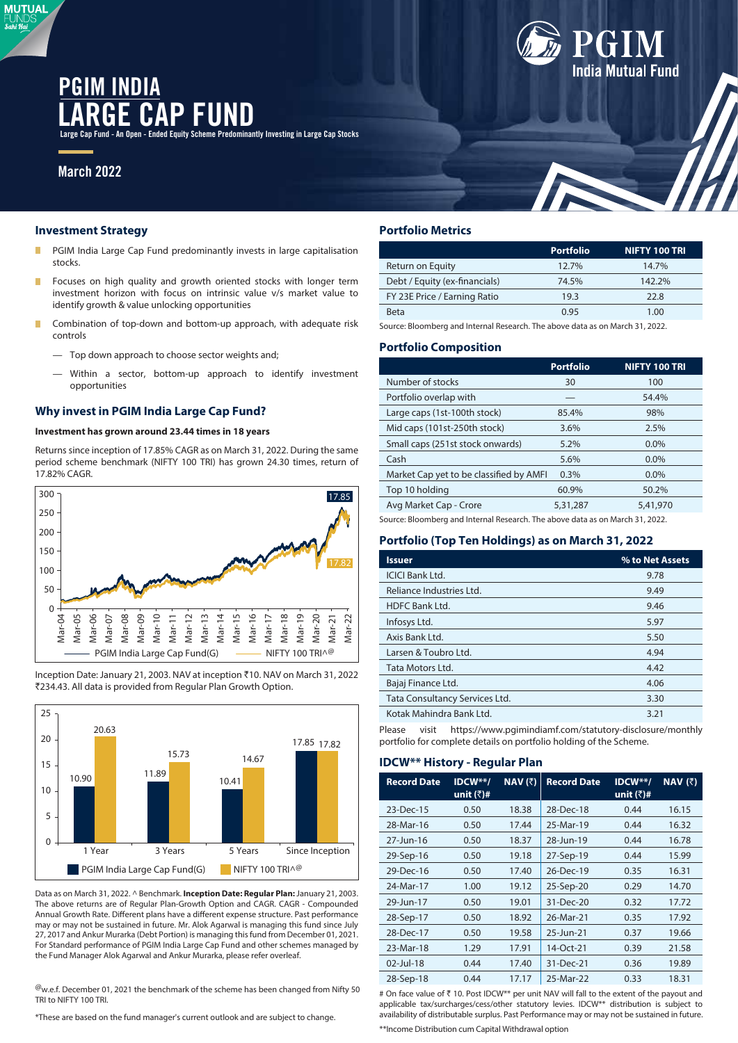# PGIM INDIA LARGE CAP FUND

Large Cap Fund - An Open - Ended Equity Scheme Predominantly Investing in Large Cap Stocks

March 2022

## Investment Strategy

- PGIM India Large Cap Fund predominantly invests in large capitalisation stocks.
- Focuses on high quality and growth oriented stocks with longer term investment horizon with focus on intrinsic value v/s market value to identify growth & value unlocking opportunities
- Combination of top-down and bottom-up approach, with adequate risk controls
  - Top down approach to choose sector weights and;
  - Within a sector, bottom-up approach to identify investment opportunities

## Why invest in PGIM India Large Cap Fund?

**Investment has grown around 23.44 times in 18 years**

Returns since inception of 17.85% CAGR as on March 31, 2022. During the same period scheme benchmark (NIFTY 100 TRI) has grown 24.30 times, return of 17.82% CAGR.

Inception Date: January 21, 2003. NAV at inception ₹10. NAV on March 31, 2022 ₹234.43. All data is provided from Regular Plan Growth Option.

| | 1 Year | 3 Years | 5 Years | Since Inception |
|---|---|---|---|---|
| PGIM India Large Cap Fund(G) | 10.90 | 11.89 | 10.41 | 17.85 |
| NIFTY 100 TRI^@ | 20.63 | 15.73 | 14.67 | 17.82 |

Data as on March 31, 2022. ^ Benchmark. **Inception Date: Regular Plan:** January 21, 2003. The above returns are of Regular Plan-Growth Option and CAGR. CAGR - Compounded Annual Growth Rate. Different plans have a different expense structure. Past performance may or may not be sustained in future. Mr. Alok Agarwal is managing this fund since July 27, 2017 and Ankur Murarka (Debt Portion) is managing this fund from December 01, 2021. For Standard performance of PGIM India Large Cap Fund and other schemes managed by the Fund Manager Alok Agarwal and Ankur Murarka, please refer overleaf.

@w.e.f. December 01, 2021 the benchmark of the scheme has been changed from Nifty 50 TRI to NIFTY 100 TRI.

*These are based on the fund manager's current outlook and are subject to change.

## Portfolio Metrics

| | Portfolio | NIFTY 100 TRI |
|---|---|---|
| Return on Equity | 12.7% | 14.7% |
| Debt / Equity (ex-financials) | 74.5% | 142.2% |
| FY 23E Price / Earning Ratio | 19.3 | 22.8 |
| Beta | 0.95 | 1.00 |

Source: Bloomberg and Internal Research. The above data as on March 31, 2022.

## Portfolio Composition

| | Portfolio | NIFTY 100 TRI |
|---|---|---|
| Number of stocks | 30 | 100 |
| Portfolio overlap with | — | 54.4% |
| Large caps (1st-100th stock) | 85.4% | 98% |
| Mid caps (101st-250th stock) | 3.6% | 2.5% |
| Small caps (251st stock onwards) | 5.2% | 0.0% |
| Cash | 5.6% | 0.0% |
| Market Cap yet to be classified by AMFI | 0.3% | 0.0% |
| Top 10 holding | 60.9% | 50.2% |
| Avg Market Cap - Crore | 5,31,287 | 5,41,970 |

Source: Bloomberg and Internal Research. The above data as on March 31, 2022.

## Portfolio (Top Ten Holdings) as on March 31, 2022

| Issuer | % to Net Assets |
|---|---|
| ICICI Bank Ltd. | 9.78 |
| Reliance Industries Ltd. | 9.49 |
| HDFC Bank Ltd. | 9.46 |
| Infosys Ltd. | 5.97 |
| Axis Bank Ltd. | 5.50 |
| Larsen & Toubro Ltd. | 4.94 |
| Tata Motors Ltd. | 4.42 |
| Bajaj Finance Ltd. | 4.06 |
| Tata Consultancy Services Ltd. | 3.30 |
| Kotak Mahindra Bank Ltd. | 3.21 |

Please visit https://www.pgimindiamf.com/statutory-disclosure/monthly portfolio for complete details on portfolio holding of the Scheme.

## IDCW** History - Regular Plan

| Record Date | IDCW**/ unit (₹)# | NAV (₹) | Record Date | IDCW**/ unit (₹)# | NAV (₹) |
|---|---|---|---|---|---|
| 23-Dec-15 | 0.50 | 18.38 | 28-Dec-18 | 0.44 | 16.15 |
| 28-Mar-16 | 0.50 | 17.44 | 25-Mar-19 | 0.44 | 16.32 |
| 27-Jun-16 | 0.50 | 18.37 | 28-Jun-19 | 0.44 | 16.78 |
| 29-Sep-16 | 0.50 | 19.18 | 27-Sep-19 | 0.44 | 15.99 |
| 29-Dec-16 | 0.50 | 17.40 | 26-Dec-19 | 0.35 | 16.31 |
| 24-Mar-17 | 1.00 | 19.12 | 25-Sep-20 | 0.29 | 14.70 |
| 29-Jun-17 | 0.50 | 19.01 | 31-Dec-20 | 0.32 | 17.72 |
| 28-Sep-17 | 0.50 | 18.92 | 26-Mar-21 | 0.35 | 17.92 |
| 28-Dec-17 | 0.50 | 19.58 | 25-Jun-21 | 0.37 | 19.66 |
| 23-Mar-18 | 1.29 | 17.91 | 14-Oct-21 | 0.39 | 21.58 |
| 02-Jul-18 | 0.44 | 17.40 | 31-Dec-21 | 0.36 | 19.89 |
| 28-Sep-18 | 0.44 | 17.17 | 25-Mar-22 | 0.33 | 18.31 |

# On face value of ₹ 10. Post IDCW** per unit NAV will fall to the extent of the payout and applicable tax/surcharges/cess/other statutory levies. IDCW** distribution is subject to availability of distributable surplus. Past Performance may or may not be sustained in future.

**Income Distribution cum Capital Withdrawal option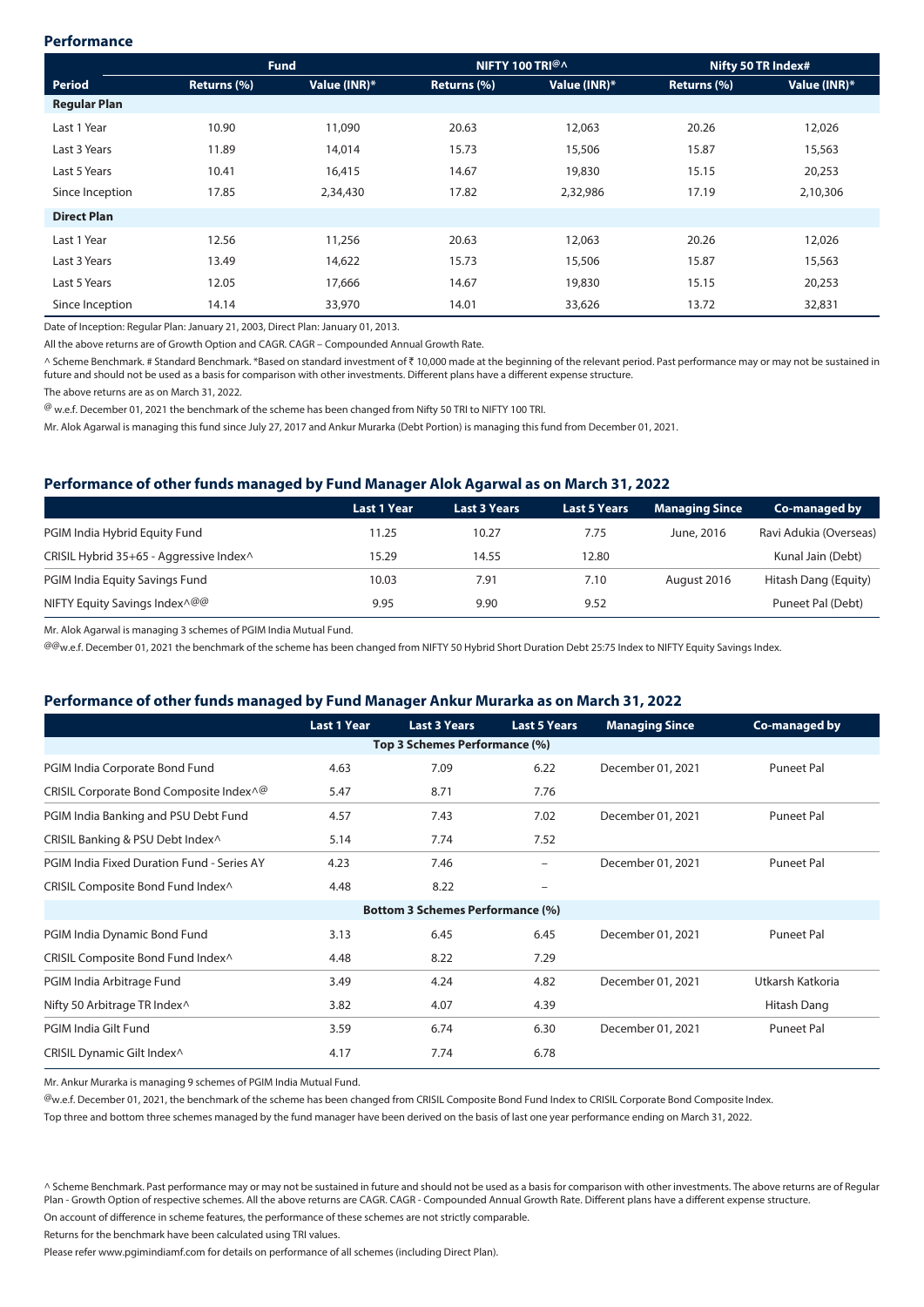## Performance

| Period | Fund | | NIFTY 100 TRI@^ | | Nifty 50 TR Index# | |
|---|---|---|---|---|---|---|
| | Returns (%) | Value (INR)* | Returns (%) | Value (INR)* | Returns (%) | Value (INR)* |
| **Regular Plan** | | | | | | |
| Last 1 Year | 10.90 | 11,090 | 20.63 | 12,063 | 20.26 | 12,026 |
| Last 3 Years | 11.89 | 14,014 | 15.73 | 15,506 | 15.87 | 15,563 |
| Last 5 Years | 10.41 | 16,415 | 14.67 | 19,830 | 15.15 | 20,253 |
| Since Inception | 17.85 | 2,34,430 | 17.82 | 2,32,986 | 17.19 | 2,10,306 |
| **Direct Plan** | | | | | | |
| Last 1 Year | 12.56 | 11,256 | 20.63 | 12,063 | 20.26 | 12,026 |
| Last 3 Years | 13.49 | 14,622 | 15.73 | 15,506 | 15.87 | 15,563 |
| Last 5 Years | 12.05 | 17,666 | 14.67 | 19,830 | 15.15 | 20,253 |
| Since Inception | 14.14 | 33,970 | 14.01 | 33,626 | 13.72 | 32,831 |

Date of Inception: Regular Plan: January 21, 2003, Direct Plan: January 01, 2013.

All the above returns are of Growth Option and CAGR. CAGR – Compounded Annual Growth Rate.

^ Scheme Benchmark. # Standard Benchmark. *Based on standard investment of ₹ 10,000 made at the beginning of the relevant period. Past performance may or may not be sustained in future and should not be used as a basis for comparison with other investments. Different plans have a different expense structure.

The above returns are as on March 31, 2022.

@ w.e.f. December 01, 2021 the benchmark of the scheme has been changed from Nifty 50 TRI to NIFTY 100 TRI.

Mr. Alok Agarwal is managing this fund since July 27, 2017 and Ankur Murarka (Debt Portion) is managing this fund from December 01, 2021.

## Performance of other funds managed by Fund Manager Alok Agarwal as on March 31, 2022

| | Last 1 Year | Last 3 Years | Last 5 Years | Managing Since | Co-managed by |
|---|---|---|---|---|---|
| PGIM India Hybrid Equity Fund | 11.25 | 10.27 | 7.75 | June, 2016 | Ravi Adukia (Overseas) |
| CRISIL Hybrid 35+65 - Aggressive Index^ | 15.29 | 14.55 | 12.80 | | Kunal Jain (Debt) |
| PGIM India Equity Savings Fund | 10.03 | 7.91 | 7.10 | August 2016 | Hitash Dang (Equity) |
| NIFTY Equity Savings Index^@@ | 9.95 | 9.90 | 9.52 | | Puneet Pal (Debt) |

Mr. Alok Agarwal is managing 3 schemes of PGIM India Mutual Fund.

@@w.e.f. December 01, 2021 the benchmark of the scheme has been changed from NIFTY 50 Hybrid Short Duration Debt 25:75 Index to NIFTY Equity Savings Index.

## Performance of other funds managed by Fund Manager Ankur Murarka as on March 31, 2022

| | Last 1 Year | Last 3 Years | Last 5 Years | Managing Since | Co-managed by |
|---|---|---|---|---|---|
| | | **Top 3 Schemes Performance (%)** | | | |
| PGIM India Corporate Bond Fund | 4.63 | 7.09 | 6.22 | December 01, 2021 | Puneet Pal |
| CRISIL Corporate Bond Composite Index^@ | 5.47 | 8.71 | 7.76 | | |
| PGIM India Banking and PSU Debt Fund | 4.57 | 7.43 | 7.02 | December 01, 2021 | Puneet Pal |
| CRISIL Banking & PSU Debt Index^ | 5.14 | 7.74 | 7.52 | | |
| PGIM India Fixed Duration Fund - Series AY | 4.23 | 7.46 | – | December 01, 2021 | Puneet Pal |
| CRISIL Composite Bond Fund Index^ | 4.48 | 8.22 | – | | |
| | | **Bottom 3 Schemes Performance (%)** | | | |
| PGIM India Dynamic Bond Fund | 3.13 | 6.45 | 6.45 | December 01, 2021 | Puneet Pal |
| CRISIL Composite Bond Fund Index^ | 4.48 | 8.22 | 7.29 | | |
| PGIM India Arbitrage Fund | 3.49 | 4.24 | 4.82 | December 01, 2021 | Utkarsh Katkoria |
| Nifty 50 Arbitrage TR Index^ | 3.82 | 4.07 | 4.39 | | Hitash Dang |
| PGIM India Gilt Fund | 3.59 | 6.74 | 6.30 | December 01, 2021 | Puneet Pal |
| CRISIL Dynamic Gilt Index^ | 4.17 | 7.74 | 6.78 | | |

Mr. Ankur Murarka is managing 9 schemes of PGIM India Mutual Fund.

@w.e.f. December 01, 2021, the benchmark of the scheme has been changed from CRISIL Composite Bond Fund Index to CRISIL Corporate Bond Composite Index.

Top three and bottom three schemes managed by the fund manager have been derived on the basis of last one year performance ending on March 31, 2022.

^ Scheme Benchmark. Past performance may or may not be sustained in future and should not be used as a basis for comparison with other investments. The above returns are of Regular Plan - Growth Option of respective schemes. All the above returns are CAGR. CAGR - Compounded Annual Growth Rate. Different plans have a different expense structure.

On account of difference in scheme features, the performance of these schemes are not strictly comparable.

Returns for the benchmark have been calculated using TRI values.

Please refer www.pgimindiamf.com for details on performance of all schemes (including Direct Plan).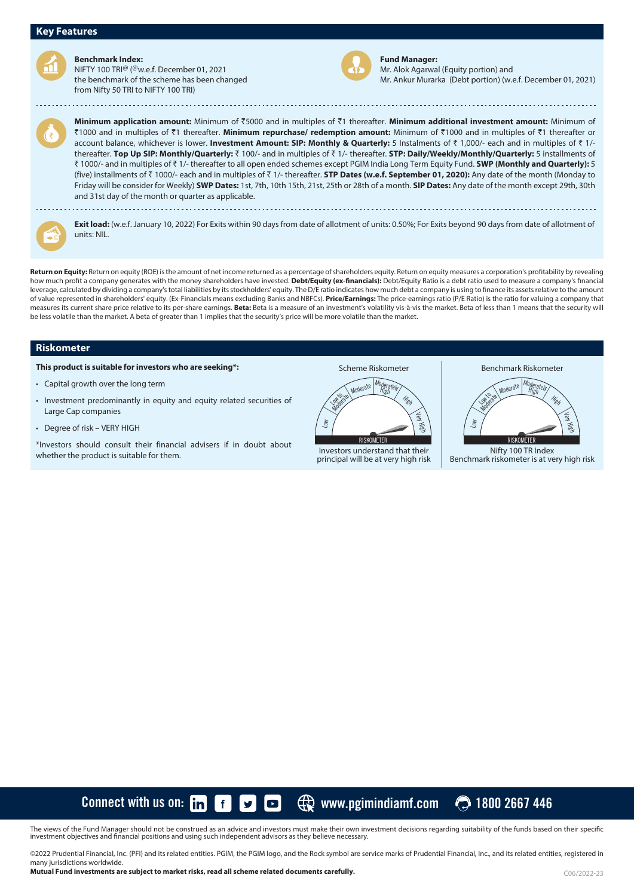## Key Features

**Benchmark Index:**
NIFTY 100 TRI@ (@w.e.f. December 01, 2021 the benchmark of the scheme has been changed from Nifty 50 TRI to NIFTY 100 TRI)

**Fund Manager:**
Mr. Alok Agarwal (Equity portion) and Mr. Ankur Murarka (Debt portion) (w.e.f. December 01, 2021)

**Minimum application amount:** Minimum of ₹5000 and in multiples of ₹1 thereafter. **Minimum additional investment amount:** Minimum of ₹1000 and in multiples of ₹1 thereafter. **Minimum repurchase/ redemption amount:** Minimum of ₹1000 and in multiples of ₹1 thereafter or account balance, whichever is lower. **Investment Amount: SIP: Monthly & Quarterly:** 5 Instalments of ₹ 1,000/- each and in multiples of ₹ 1/- thereafter. **Top Up SIP: Monthly/Quarterly:** ₹ 100/- and in multiples of ₹ 1/- thereafter. **STP: Daily/Weekly/Monthly/Quarterly:** 5 installments of ₹ 1000/- and in multiples of ₹ 1/- thereafter to all open ended schemes except PGIM India Long Term Equity Fund. **SWP (Monthly and Quarterly):** 5 (five) installments of ₹ 1000/- each and in multiples of ₹ 1/- thereafter. **STP Dates (w.e.f. September 01, 2020):** Any date of the month (Monday to Friday will be consider for Weekly) **SWP Dates:** 1st, 7th, 10th 15th, 21st, 25th or 28th of a month. **SIP Dates:** Any date of the month except 29th, 30th and 31st day of the month or quarter as applicable.

**Exit load:** (w.e.f. January 10, 2022) For Exits within 90 days from date of allotment of units: 0.50%; For Exits beyond 90 days from date of allotment of units: NIL.

**Return on Equity:** Return on equity (ROE) is the amount of net income returned as a percentage of shareholders equity. Return on equity measures a corporation's profitability by revealing how much profit a company generates with the money shareholders have invested. **Debt/Equity (ex-financials):** Debt/Equity Ratio is a debt ratio used to measure a company's financial leverage, calculated by dividing a company's total liabilities by its stockholders' equity. The D/E ratio indicates how much debt a company is using to finance its assets relative to the amount of value represented in shareholders' equity. (Ex-Financials means excluding Banks and NBFCs). **Price/Earnings:** The price-earnings ratio (P/E Ratio) is the ratio for valuing a company that measures its current share price relative to its per-share earnings. **Beta:** Beta is a measure of an investment's volatility vis-à-vis the market. Beta of less than 1 means that the security will be less volatile than the market. A beta of greater than 1 implies that the security's price will be more volatile than the market.

## Riskometer

**This product is suitable for investors who are seeking*:**

- Capital growth over the long term
- Investment predominantly in equity and equity related securities of Large Cap companies
- Degree of risk – VERY HIGH

*Investors should consult their financial advisers if in doubt about whether the product is suitable for them.

Scheme Riskometer

Low, Low to Moderate, Moderate, Moderately High, High, Very High
RISKOMETER

Investors understand that their principal will be at very high risk

Benchmark Riskometer

Low, Low to Moderate, Moderate, Moderately High, High, Very High
RISKOMETER

Nifty 100 TR Index
Benchmark riskometer is at very high risk

Connect with us on: www.pgimindiamf.com 1800 2667 446

The views of the Fund Manager should not be construed as an advice and investors must make their own investment decisions regarding suitability of the funds based on their specific investment objectives and financial positions and using such independent advisors as they believe necessary.

©2022 Prudential Financial, Inc. (PFI) and its related entities. PGIM, the PGIM logo, and the Rock symbol are service marks of Prudential Financial, Inc., and its related entities, registered in many jurisdictions worldwide.

**Mutual Fund investments are subject to market risks, read all scheme related documents carefully.**

C06/2022-23